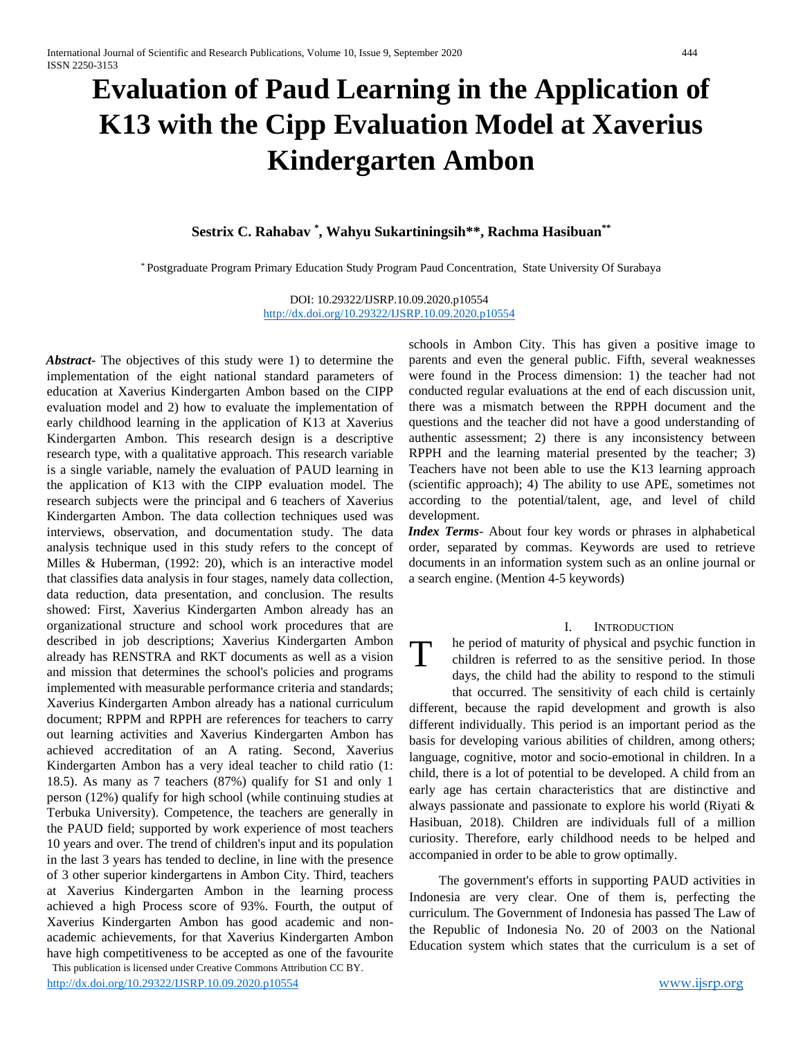# Evaluation of Paud Learning in the Application of K13 with the Cipp Evaluation Model at Xaverius Kindergarten Ambon

**Sestrix C. Rahabav [*], Wahyu Sukartiningsih**, Rachma Hasibuan[**]**

[*] Postgraduate Program Primary Education Study Program Paud Concentration, State University Of Surabaya

DOI: 10.29322/IJSRP.10.09.2020.p10554
http://dx.doi.org/10.29322/IJSRP.10.09.2020.p10554

***Abstract-*** The objectives of this study were 1) to determine the implementation of the eight national standard parameters of education at Xaverius Kindergarten Ambon based on the CIPP evaluation model and 2) how to evaluate the implementation of early childhood learning in the application of K13 at Xaverius Kindergarten Ambon. This research design is a descriptive research type, with a qualitative approach. This research variable is a single variable, namely the evaluation of PAUD learning in the application of K13 with the CIPP evaluation model. The research subjects were the principal and 6 teachers of Xaverius Kindergarten Ambon. The data collection techniques used was interviews, observation, and documentation study. The data analysis technique used in this study refers to the concept of Milles & Huberman, (1992: 20), which is an interactive model that classifies data analysis in four stages, namely data collection, data reduction, data presentation, and conclusion. The results showed: First, Xaverius Kindergarten Ambon already has an organizational structure and school work procedures that are described in job descriptions; Xaverius Kindergarten Ambon already has RENSTRA and RKT documents as well as a vision and mission that determines the school's policies and programs implemented with measurable performance criteria and standards; Xaverius Kindergarten Ambon already has a national curriculum document; RPPM and RPPH are references for teachers to carry out learning activities and Xaverius Kindergarten Ambon has achieved accreditation of an A rating. Second, Xaverius Kindergarten Ambon has a very ideal teacher to child ratio (1: 18.5). As many as 7 teachers (87%) qualify for S1 and only 1 person (12%) qualify for high school (while continuing studies at Terbuka University). Competence, the teachers are generally in the PAUD field; supported by work experience of most teachers 10 years and over. The trend of children's input and its population in the last 3 years has tended to decline, in line with the presence of 3 other superior kindergartens in Ambon City. Third, teachers at Xaverius Kindergarten Ambon in the learning process achieved a high Process score of 93%. Fourth, the output of Xaverius Kindergarten Ambon has good academic and non-academic achievements, for that Xaverius Kindergarten Ambon have high competitiveness to be accepted as one of the favourite schools in Ambon City. This has given a positive image to parents and even the general public. Fifth, several weaknesses were found in the Process dimension: 1) the teacher had not conducted regular evaluations at the end of each discussion unit, there was a mismatch between the RPPH document and the questions and the teacher did not have a good understanding of authentic assessment; 2) there is any inconsistency between RPPH and the learning material presented by the teacher; 3) Teachers have not been able to use the K13 learning approach (scientific approach); 4) The ability to use APE, sometimes not according to the potential/talent, age, and level of child development.

***Index Terms-*** About four key words or phrases in alphabetical order, separated by commas. Keywords are used to retrieve documents in an information system such as an online journal or a search engine. (Mention 4-5 keywords)

## I. Introduction

The period of maturity of physical and psychic function in children is referred to as the sensitive period. In those days, the child had the ability to respond to the stimuli that occurred. The sensitivity of each child is certainly different, because the rapid development and growth is also different individually. This period is an important period as the basis for developing various abilities of children, among others; language, cognitive, motor and socio-emotional in children. In a child, there is a lot of potential to be developed. A child from an early age has certain characteristics that are distinctive and always passionate and passionate to explore his world (Riyati & Hasibuan, 2018). Children are individuals full of a million curiosity. Therefore, early childhood needs to be helped and accompanied in order to be able to grow optimally.

The government's efforts in supporting PAUD activities in Indonesia are very clear. One of them is, perfecting the curriculum. The Government of Indonesia has passed The Law of the Republic of Indonesia No. 20 of 2003 on the National Education system which states that the curriculum is a set of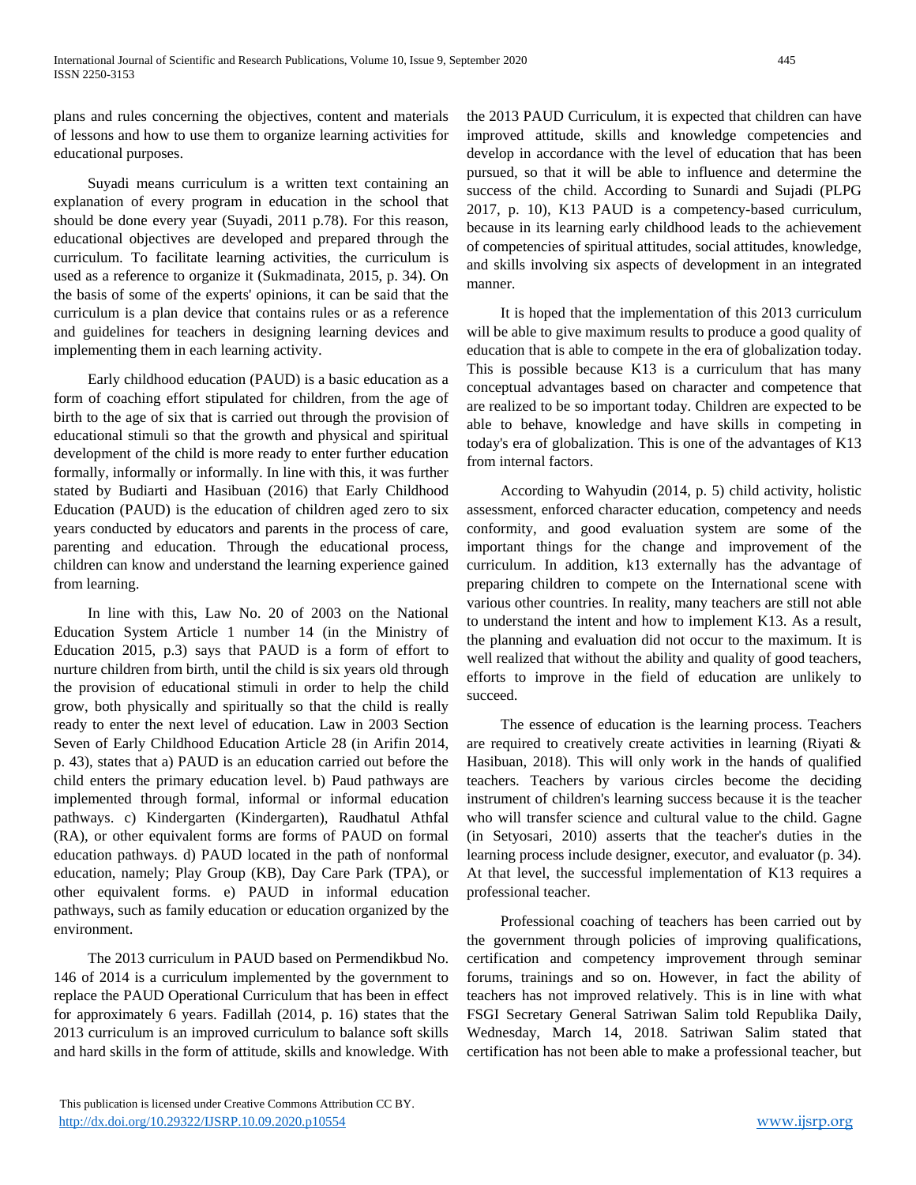plans and rules concerning the objectives, content and materials of lessons and how to use them to organize learning activities for educational purposes.

Suyadi means curriculum is a written text containing an explanation of every program in education in the school that should be done every year (Suyadi, 2011 p.78). For this reason, educational objectives are developed and prepared through the curriculum. To facilitate learning activities, the curriculum is used as a reference to organize it (Sukmadinata, 2015, p. 34). On the basis of some of the experts' opinions, it can be said that the curriculum is a plan device that contains rules or as a reference and guidelines for teachers in designing learning devices and implementing them in each learning activity.

Early childhood education (PAUD) is a basic education as a form of coaching effort stipulated for children, from the age of birth to the age of six that is carried out through the provision of educational stimuli so that the growth and physical and spiritual development of the child is more ready to enter further education formally, informally or informally. In line with this, it was further stated by Budiarti and Hasibuan (2016) that Early Childhood Education (PAUD) is the education of children aged zero to six years conducted by educators and parents in the process of care, parenting and education. Through the educational process, children can know and understand the learning experience gained from learning.

In line with this, Law No. 20 of 2003 on the National Education System Article 1 number 14 (in the Ministry of Education 2015, p.3) says that PAUD is a form of effort to nurture children from birth, until the child is six years old through the provision of educational stimuli in order to help the child grow, both physically and spiritually so that the child is really ready to enter the next level of education. Law in 2003 Section Seven of Early Childhood Education Article 28 (in Arifin 2014, p. 43), states that a) PAUD is an education carried out before the child enters the primary education level. b) Paud pathways are implemented through formal, informal or informal education pathways. c) Kindergarten (Kindergarten), Raudhatul Athfal (RA), or other equivalent forms are forms of PAUD on formal education pathways. d) PAUD located in the path of nonformal education, namely; Play Group (KB), Day Care Park (TPA), or other equivalent forms. e) PAUD in informal education pathways, such as family education or education organized by the environment.

The 2013 curriculum in PAUD based on Permendikbud No. 146 of 2014 is a curriculum implemented by the government to replace the PAUD Operational Curriculum that has been in effect for approximately 6 years. Fadillah (2014, p. 16) states that the 2013 curriculum is an improved curriculum to balance soft skills and hard skills in the form of attitude, skills and knowledge. With the 2013 PAUD Curriculum, it is expected that children can have improved attitude, skills and knowledge competencies and develop in accordance with the level of education that has been pursued, so that it will be able to influence and determine the success of the child. According to Sunardi and Sujadi (PLPG 2017, p. 10), K13 PAUD is a competency-based curriculum, because in its learning early childhood leads to the achievement of competencies of spiritual attitudes, social attitudes, knowledge, and skills involving six aspects of development in an integrated manner.

It is hoped that the implementation of this 2013 curriculum will be able to give maximum results to produce a good quality of education that is able to compete in the era of globalization today. This is possible because K13 is a curriculum that has many conceptual advantages based on character and competence that are realized to be so important today. Children are expected to be able to behave, knowledge and have skills in competing in today's era of globalization. This is one of the advantages of K13 from internal factors.

According to Wahyudin (2014, p. 5) child activity, holistic assessment, enforced character education, competency and needs conformity, and good evaluation system are some of the important things for the change and improvement of the curriculum. In addition, k13 externally has the advantage of preparing children to compete on the International scene with various other countries. In reality, many teachers are still not able to understand the intent and how to implement K13. As a result, the planning and evaluation did not occur to the maximum. It is well realized that without the ability and quality of good teachers, efforts to improve in the field of education are unlikely to succeed.

The essence of education is the learning process. Teachers are required to creatively create activities in learning (Riyati & Hasibuan, 2018). This will only work in the hands of qualified teachers. Teachers by various circles become the deciding instrument of children's learning success because it is the teacher who will transfer science and cultural value to the child. Gagne (in Setyosari, 2010) asserts that the teacher's duties in the learning process include designer, executor, and evaluator (p. 34). At that level, the successful implementation of K13 requires a professional teacher.

Professional coaching of teachers has been carried out by the government through policies of improving qualifications, certification and competency improvement through seminar forums, trainings and so on. However, in fact the ability of teachers has not improved relatively. This is in line with what FSGI Secretary General Satriwan Salim told Republika Daily, Wednesday, March 14, 2018. Satriwan Salim stated that certification has not been able to make a professional teacher, but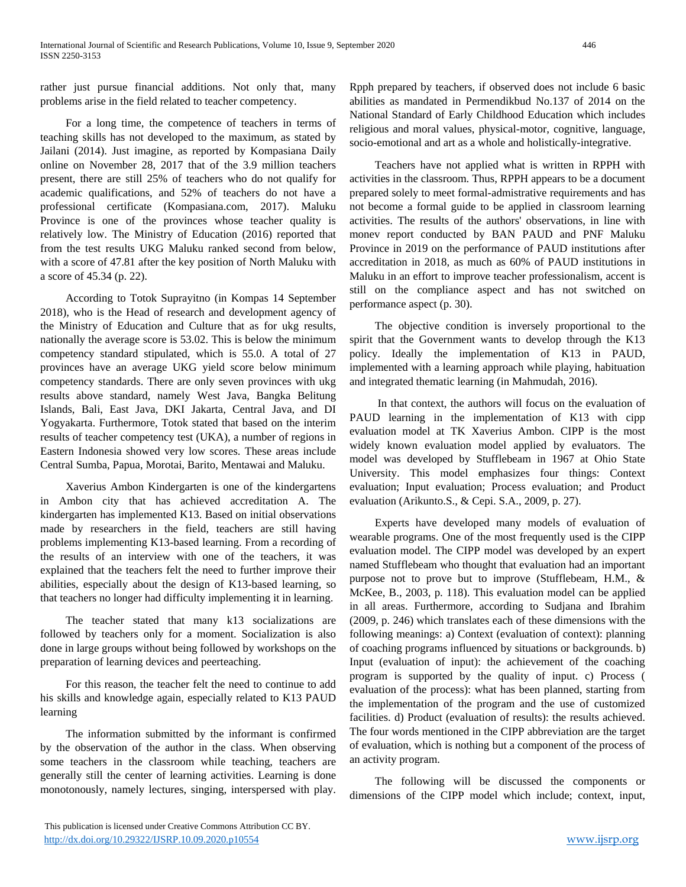rather just pursue financial additions. Not only that, many problems arise in the field related to teacher competency.

For a long time, the competence of teachers in terms of teaching skills has not developed to the maximum, as stated by Jailani (2014). Just imagine, as reported by Kompasiana Daily online on November 28, 2017 that of the 3.9 million teachers present, there are still 25% of teachers who do not qualify for academic qualifications, and 52% of teachers do not have a professional certificate (Kompasiana.com, 2017). Maluku Province is one of the provinces whose teacher quality is relatively low. The Ministry of Education (2016) reported that from the test results UKG Maluku ranked second from below, with a score of 47.81 after the key position of North Maluku with a score of 45.34 (p. 22).

According to Totok Suprayitno (in Kompas 14 September 2018), who is the Head of research and development agency of the Ministry of Education and Culture that as for ukg results, nationally the average score is 53.02. This is below the minimum competency standard stipulated, which is 55.0. A total of 27 provinces have an average UKG yield score below minimum competency standards. There are only seven provinces with ukg results above standard, namely West Java, Bangka Belitung Islands, Bali, East Java, DKI Jakarta, Central Java, and DI Yogyakarta. Furthermore, Totok stated that based on the interim results of teacher competency test (UKA), a number of regions in Eastern Indonesia showed very low scores. These areas include Central Sumba, Papua, Morotai, Barito, Mentawai and Maluku.

Xaverius Ambon Kindergarten is one of the kindergartens in Ambon city that has achieved accreditation A. The kindergarten has implemented K13. Based on initial observations made by researchers in the field, teachers are still having problems implementing K13-based learning. From a recording of the results of an interview with one of the teachers, it was explained that the teachers felt the need to further improve their abilities, especially about the design of K13-based learning, so that teachers no longer had difficulty implementing it in learning.

The teacher stated that many k13 socializations are followed by teachers only for a moment. Socialization is also done in large groups without being followed by workshops on the preparation of learning devices and peerteaching.

For this reason, the teacher felt the need to continue to add his skills and knowledge again, especially related to K13 PAUD learning

The information submitted by the informant is confirmed by the observation of the author in the class. When observing some teachers in the classroom while teaching, teachers are generally still the center of learning activities. Learning is done monotonously, namely lectures, singing, interspersed with play. Rpph prepared by teachers, if observed does not include 6 basic abilities as mandated in Permendikbud No.137 of 2014 on the National Standard of Early Childhood Education which includes religious and moral values, physical-motor, cognitive, language, socio-emotional and art as a whole and holistically-integrative.

Teachers have not applied what is written in RPPH with activities in the classroom. Thus, RPPH appears to be a document prepared solely to meet formal-admistrative requirements and has not become a formal guide to be applied in classroom learning activities. The results of the authors' observations, in line with monev report conducted by BAN PAUD and PNF Maluku Province in 2019 on the performance of PAUD institutions after accreditation in 2018, as much as 60% of PAUD institutions in Maluku in an effort to improve teacher professionalism, accent is still on the compliance aspect and has not switched on performance aspect (p. 30).

The objective condition is inversely proportional to the spirit that the Government wants to develop through the K13 policy. Ideally the implementation of K13 in PAUD, implemented with a learning approach while playing, habituation and integrated thematic learning (in Mahmudah, 2016).

In that context, the authors will focus on the evaluation of PAUD learning in the implementation of K13 with cipp evaluation model at TK Xaverius Ambon. CIPP is the most widely known evaluation model applied by evaluators. The model was developed by Stufflebeam in 1967 at Ohio State University. This model emphasizes four things: Context evaluation; Input evaluation; Process evaluation; and Product evaluation (Arikunto.S., & Cepi. S.A., 2009, p. 27).

Experts have developed many models of evaluation of wearable programs. One of the most frequently used is the CIPP evaluation model. The CIPP model was developed by an expert named Stufflebeam who thought that evaluation had an important purpose not to prove but to improve (Stufflebeam, H.M., & McKee, B., 2003, p. 118). This evaluation model can be applied in all areas. Furthermore, according to Sudjana and Ibrahim (2009, p. 246) which translates each of these dimensions with the following meanings: a) Context (evaluation of context): planning of coaching programs influenced by situations or backgrounds. b) Input (evaluation of input): the achievement of the coaching program is supported by the quality of input. c) Process ( evaluation of the process): what has been planned, starting from the implementation of the program and the use of customized facilities. d) Product (evaluation of results): the results achieved. The four words mentioned in the CIPP abbreviation are the target of evaluation, which is nothing but a component of the process of an activity program.

The following will be discussed the components or dimensions of the CIPP model which include; context, input,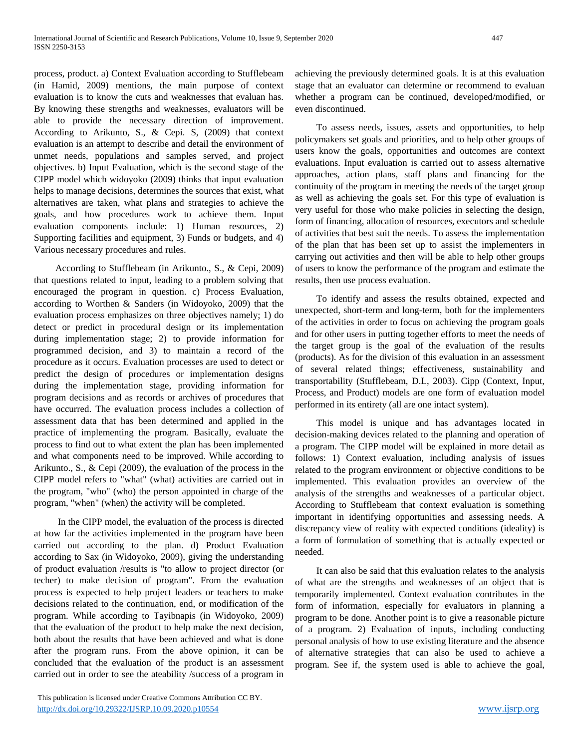process, product. a) Context Evaluation according to Stufflebeam (in Hamid, 2009) mentions, the main purpose of context evaluation is to know the cuts and weaknesses that evaluan has. By knowing these strengths and weaknesses, evaluators will be able to provide the necessary direction of improvement. According to Arikunto, S., & Cepi. S, (2009) that context evaluation is an attempt to describe and detail the environment of unmet needs, populations and samples served, and project objectives. b) Input Evaluation, which is the second stage of the CIPP model which widoyoko (2009) thinks that input evaluation helps to manage decisions, determines the sources that exist, what alternatives are taken, what plans and strategies to achieve the goals, and how procedures work to achieve them. Input evaluation components include: 1) Human resources, 2) Supporting facilities and equipment, 3) Funds or budgets, and 4) Various necessary procedures and rules.

According to Stufflebeam (in Arikunto., S., & Cepi, 2009) that questions related to input, leading to a problem solving that encouraged the program in question. c) Process Evaluation, according to Worthen & Sanders (in Widoyoko, 2009) that the evaluation process emphasizes on three objectives namely; 1) do detect or predict in procedural design or its implementation during implementation stage; 2) to provide information for programmed decision, and 3) to maintain a record of the procedure as it occurs. Evaluation processes are used to detect or predict the design of procedures or implementation designs during the implementation stage, providing information for program decisions and as records or archives of procedures that have occurred. The evaluation process includes a collection of assessment data that has been determined and applied in the practice of implementing the program. Basically, evaluate the process to find out to what extent the plan has been implemented and what components need to be improved. While according to Arikunto., S., & Cepi (2009), the evaluation of the process in the CIPP model refers to "what" (what) activities are carried out in the program, "who" (who) the person appointed in charge of the program, "when" (when) the activity will be completed.

In the CIPP model, the evaluation of the process is directed at how far the activities implemented in the program have been carried out according to the plan. d) Product Evaluation according to Sax (in Widoyoko, 2009), giving the understanding of product evaluation /results is "to allow to project director (or techer) to make decision of program". From the evaluation process is expected to help project leaders or teachers to make decisions related to the continuation, end, or modification of the program. While according to Tayibnapis (in Widoyoko, 2009) that the evaluation of the product to help make the next decision, both about the results that have been achieved and what is done after the program runs. From the above opinion, it can be concluded that the evaluation of the product is an assessment carried out in order to see the ateability /success of a program in achieving the previously determined goals. It is at this evaluation stage that an evaluator can determine or recommend to evaluan whether a program can be continued, developed/modified, or even discontinued.

To assess needs, issues, assets and opportunities, to help policymakers set goals and priorities, and to help other groups of users know the goals, opportunities and outcomes are context evaluations. Input evaluation is carried out to assess alternative approaches, action plans, staff plans and financing for the continuity of the program in meeting the needs of the target group as well as achieving the goals set. For this type of evaluation is very useful for those who make policies in selecting the design, form of financing, allocation of resources, executors and schedule of activities that best suit the needs. To assess the implementation of the plan that has been set up to assist the implementers in carrying out activities and then will be able to help other groups of users to know the performance of the program and estimate the results, then use process evaluation.

To identify and assess the results obtained, expected and unexpected, short-term and long-term, both for the implementers of the activities in order to focus on achieving the program goals and for other users in putting together efforts to meet the needs of the target group is the goal of the evaluation of the results (products). As for the division of this evaluation in an assessment of several related things; effectiveness, sustainability and transportability (Stufflebeam, D.L, 2003). Cipp (Context, Input, Process, and Product) models are one form of evaluation model performed in its entirety (all are one intact system).

This model is unique and has advantages located in decision-making devices related to the planning and operation of a program. The CIPP model will be explained in more detail as follows: 1) Context evaluation, including analysis of issues related to the program environment or objective conditions to be implemented. This evaluation provides an overview of the analysis of the strengths and weaknesses of a particular object. According to Stufflebeam that context evaluation is something important in identifying opportunities and assessing needs. A discrepancy view of reality with expected conditions (ideality) is a form of formulation of something that is actually expected or needed.

It can also be said that this evaluation relates to the analysis of what are the strengths and weaknesses of an object that is temporarily implemented. Context evaluation contributes in the form of information, especially for evaluators in planning a program to be done. Another point is to give a reasonable picture of a program. 2) Evaluation of inputs, including conducting personal analysis of how to use existing literature and the absence of alternative strategies that can also be used to achieve a program. See if, the system used is able to achieve the goal,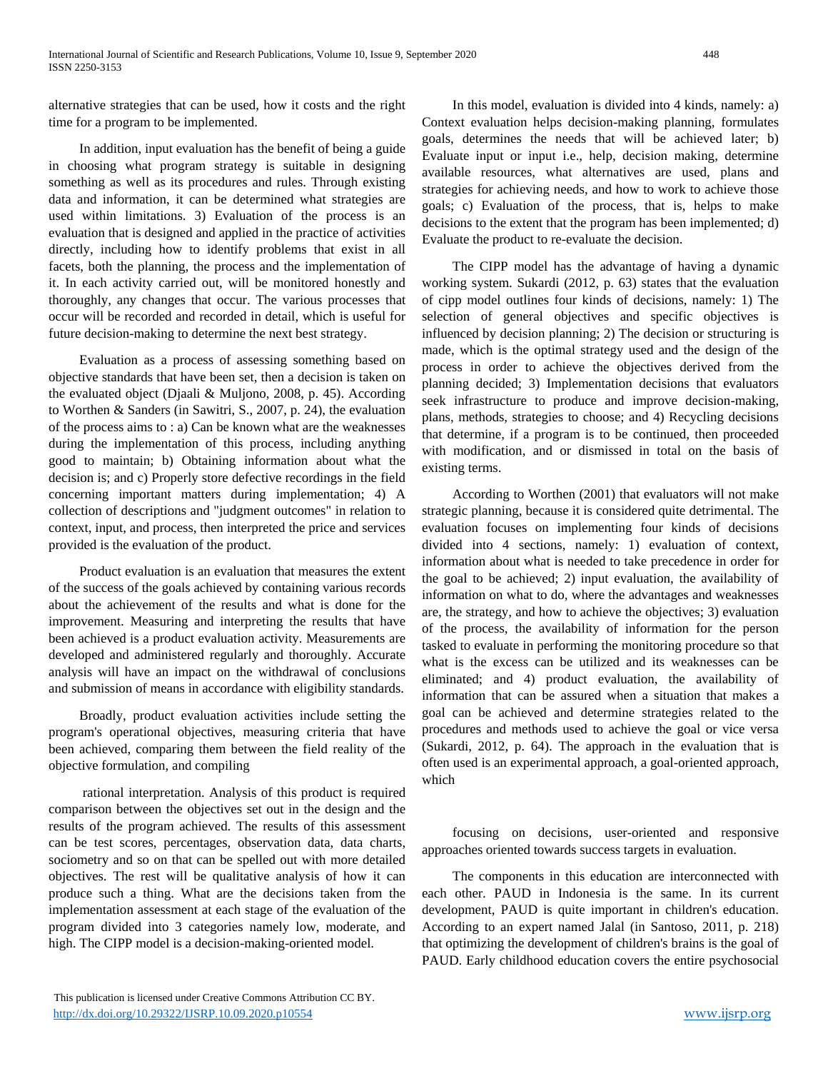alternative strategies that can be used, how it costs and the right time for a program to be implemented.

In addition, input evaluation has the benefit of being a guide in choosing what program strategy is suitable in designing something as well as its procedures and rules. Through existing data and information, it can be determined what strategies are used within limitations. 3) Evaluation of the process is an evaluation that is designed and applied in the practice of activities directly, including how to identify problems that exist in all facets, both the planning, the process and the implementation of it. In each activity carried out, will be monitored honestly and thoroughly, any changes that occur. The various processes that occur will be recorded and recorded in detail, which is useful for future decision-making to determine the next best strategy.

Evaluation as a process of assessing something based on objective standards that have been set, then a decision is taken on the evaluated object (Djaali & Muljono, 2008, p. 45). According to Worthen & Sanders (in Sawitri, S., 2007, p. 24), the evaluation of the process aims to : a) Can be known what are the weaknesses during the implementation of this process, including anything good to maintain; b) Obtaining information about what the decision is; and c) Properly store defective recordings in the field concerning important matters during implementation; 4) A collection of descriptions and "judgment outcomes" in relation to context, input, and process, then interpreted the price and services provided is the evaluation of the product.

Product evaluation is an evaluation that measures the extent of the success of the goals achieved by containing various records about the achievement of the results and what is done for the improvement. Measuring and interpreting the results that have been achieved is a product evaluation activity. Measurements are developed and administered regularly and thoroughly. Accurate analysis will have an impact on the withdrawal of conclusions and submission of means in accordance with eligibility standards.

Broadly, product evaluation activities include setting the program's operational objectives, measuring criteria that have been achieved, comparing them between the field reality of the objective formulation, and compiling

rational interpretation. Analysis of this product is required comparison between the objectives set out in the design and the results of the program achieved. The results of this assessment can be test scores, percentages, observation data, data charts, sociometry and so on that can be spelled out with more detailed objectives. The rest will be qualitative analysis of how it can produce such a thing. What are the decisions taken from the implementation assessment at each stage of the evaluation of the program divided into 3 categories namely low, moderate, and high. The CIPP model is a decision-making-oriented model.

In this model, evaluation is divided into 4 kinds, namely: a) Context evaluation helps decision-making planning, formulates goals, determines the needs that will be achieved later; b) Evaluate input or input i.e., help, decision making, determine available resources, what alternatives are used, plans and strategies for achieving needs, and how to work to achieve those goals; c) Evaluation of the process, that is, helps to make decisions to the extent that the program has been implemented; d) Evaluate the product to re-evaluate the decision.

The CIPP model has the advantage of having a dynamic working system. Sukardi (2012, p. 63) states that the evaluation of cipp model outlines four kinds of decisions, namely: 1) The selection of general objectives and specific objectives is influenced by decision planning; 2) The decision or structuring is made, which is the optimal strategy used and the design of the process in order to achieve the objectives derived from the planning decided; 3) Implementation decisions that evaluators seek infrastructure to produce and improve decision-making, plans, methods, strategies to choose; and 4) Recycling decisions that determine, if a program is to be continued, then proceeded with modification, and or dismissed in total on the basis of existing terms.

According to Worthen (2001) that evaluators will not make strategic planning, because it is considered quite detrimental. The evaluation focuses on implementing four kinds of decisions divided into 4 sections, namely: 1) evaluation of context, information about what is needed to take precedence in order for the goal to be achieved; 2) input evaluation, the availability of information on what to do, where the advantages and weaknesses are, the strategy, and how to achieve the objectives; 3) evaluation of the process, the availability of information for the person tasked to evaluate in performing the monitoring procedure so that what is the excess can be utilized and its weaknesses can be eliminated; and 4) product evaluation, the availability of information that can be assured when a situation that makes a goal can be achieved and determine strategies related to the procedures and methods used to achieve the goal or vice versa (Sukardi, 2012, p. 64). The approach in the evaluation that is often used is an experimental approach, a goal-oriented approach, which

focusing on decisions, user-oriented and responsive approaches oriented towards success targets in evaluation.

The components in this education are interconnected with each other. PAUD in Indonesia is the same. In its current development, PAUD is quite important in children's education. According to an expert named Jalal (in Santoso, 2011, p. 218) that optimizing the development of children's brains is the goal of PAUD. Early childhood education covers the entire psychosocial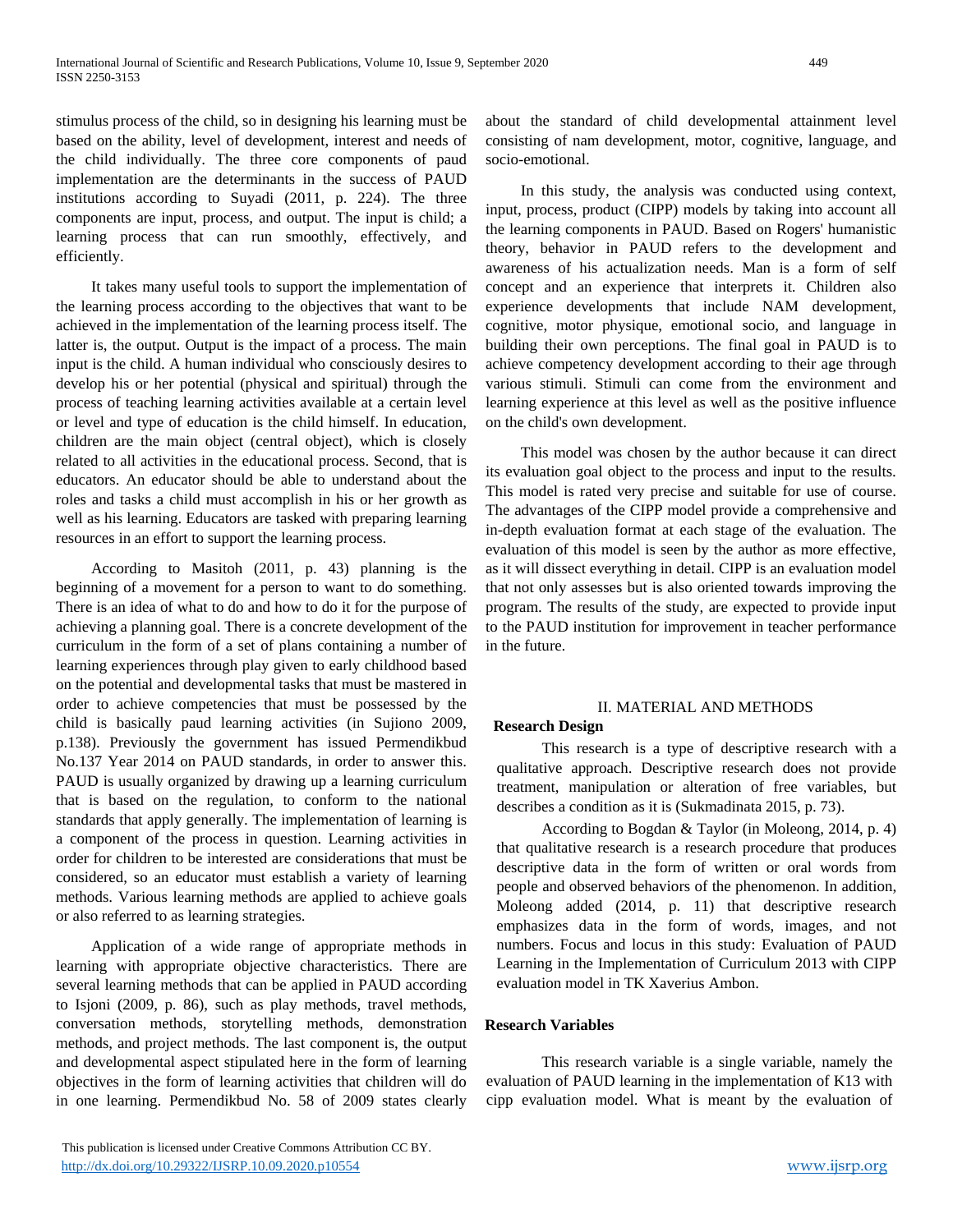stimulus process of the child, so in designing his learning must be based on the ability, level of development, interest and needs of the child individually. The three core components of paud implementation are the determinants in the success of PAUD institutions according to Suyadi (2011, p. 224). The three components are input, process, and output. The input is child; a learning process that can run smoothly, effectively, and efficiently.

It takes many useful tools to support the implementation of the learning process according to the objectives that want to be achieved in the implementation of the learning process itself. The latter is, the output. Output is the impact of a process. The main input is the child. A human individual who consciously desires to develop his or her potential (physical and spiritual) through the process of teaching learning activities available at a certain level or level and type of education is the child himself. In education, children are the main object (central object), which is closely related to all activities in the educational process. Second, that is educators. An educator should be able to understand about the roles and tasks a child must accomplish in his or her growth as well as his learning. Educators are tasked with preparing learning resources in an effort to support the learning process.

According to Masitoh (2011, p. 43) planning is the beginning of a movement for a person to want to do something. There is an idea of what to do and how to do it for the purpose of achieving a planning goal. There is a concrete development of the curriculum in the form of a set of plans containing a number of learning experiences through play given to early childhood based on the potential and developmental tasks that must be mastered in order to achieve competencies that must be possessed by the child is basically paud learning activities (in Sujiono 2009, p.138). Previously the government has issued Permendikbud No.137 Year 2014 on PAUD standards, in order to answer this. PAUD is usually organized by drawing up a learning curriculum that is based on the regulation, to conform to the national standards that apply generally. The implementation of learning is a component of the process in question. Learning activities in order for children to be interested are considerations that must be considered, so an educator must establish a variety of learning methods. Various learning methods are applied to achieve goals or also referred to as learning strategies.

Application of a wide range of appropriate methods in learning with appropriate objective characteristics. There are several learning methods that can be applied in PAUD according to Isjoni (2009, p. 86), such as play methods, travel methods, conversation methods, storytelling methods, demonstration methods, and project methods. The last component is, the output and developmental aspect stipulated here in the form of learning objectives in the form of learning activities that children will do in one learning. Permendikbud No. 58 of 2009 states clearly about the standard of child developmental attainment level consisting of nam development, motor, cognitive, language, and socio-emotional.

In this study, the analysis was conducted using context, input, process, product (CIPP) models by taking into account all the learning components in PAUD. Based on Rogers' humanistic theory, behavior in PAUD refers to the development and awareness of his actualization needs. Man is a form of self concept and an experience that interprets it. Children also experience developments that include NAM development, cognitive, motor physique, emotional socio, and language in building their own perceptions. The final goal in PAUD is to achieve competency development according to their age through various stimuli. Stimuli can come from the environment and learning experience at this level as well as the positive influence on the child's own development.

This model was chosen by the author because it can direct its evaluation goal object to the process and input to the results. This model is rated very precise and suitable for use of course. The advantages of the CIPP model provide a comprehensive and in-depth evaluation format at each stage of the evaluation. The evaluation of this model is seen by the author as more effective, as it will dissect everything in detail. CIPP is an evaluation model that not only assesses but is also oriented towards improving the program. The results of the study, are expected to provide input to the PAUD institution for improvement in teacher performance in the future.

## II. MATERIAL AND METHODS

### Research Design

This research is a type of descriptive research with a qualitative approach. Descriptive research does not provide treatment, manipulation or alteration of free variables, but describes a condition as it is (Sukmadinata 2015, p. 73).

According to Bogdan & Taylor (in Moleong, 2014, p. 4) that qualitative research is a research procedure that produces descriptive data in the form of written or oral words from people and observed behaviors of the phenomenon. In addition, Moleong added (2014, p. 11) that descriptive research emphasizes data in the form of words, images, and not numbers. Focus and locus in this study: Evaluation of PAUD Learning in the Implementation of Curriculum 2013 with CIPP evaluation model in TK Xaverius Ambon.

### Research Variables

This research variable is a single variable, namely the evaluation of PAUD learning in the implementation of K13 with cipp evaluation model. What is meant by the evaluation of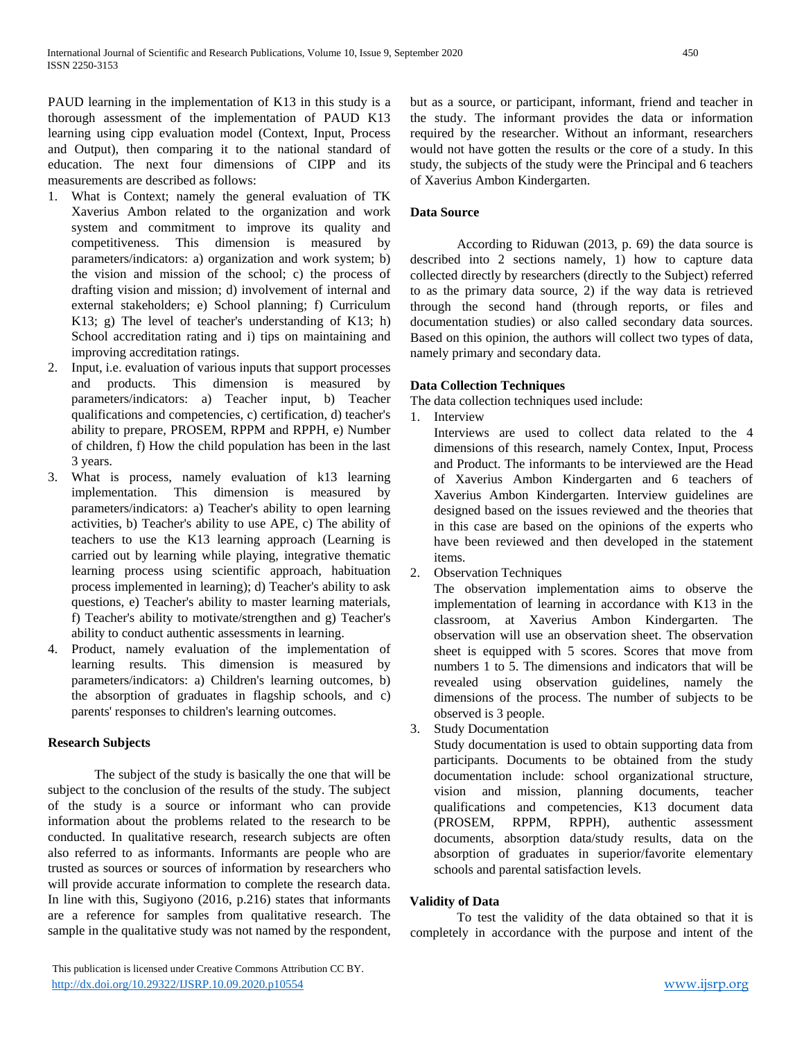PAUD learning in the implementation of K13 in this study is a thorough assessment of the implementation of PAUD K13 learning using cipp evaluation model (Context, Input, Process and Output), then comparing it to the national standard of education. The next four dimensions of CIPP and its measurements are described as follows:

1. What is Context; namely the general evaluation of TK Xaverius Ambon related to the organization and work system and commitment to improve its quality and competitiveness. This dimension is measured by parameters/indicators: a) organization and work system; b) the vision and mission of the school; c) the process of drafting vision and mission; d) involvement of internal and external stakeholders; e) School planning; f) Curriculum K13; g) The level of teacher's understanding of K13; h) School accreditation rating and i) tips on maintaining and improving accreditation ratings.
2. Input, i.e. evaluation of various inputs that support processes and products. This dimension is measured by parameters/indicators: a) Teacher input, b) Teacher qualifications and competencies, c) certification, d) teacher's ability to prepare, PROSEM, RPPM and RPPH, e) Number of children, f) How the child population has been in the last 3 years.
3. What is process, namely evaluation of k13 learning implementation. This dimension is measured by parameters/indicators: a) Teacher's ability to open learning activities, b) Teacher's ability to use APE, c) The ability of teachers to use the K13 learning approach (Learning is carried out by learning while playing, integrative thematic learning process using scientific approach, habituation process implemented in learning); d) Teacher's ability to ask questions, e) Teacher's ability to master learning materials, f) Teacher's ability to motivate/strengthen and g) Teacher's ability to conduct authentic assessments in learning.
4. Product, namely evaluation of the implementation of learning results. This dimension is measured by parameters/indicators: a) Children's learning outcomes, b) the absorption of graduates in flagship schools, and c) parents' responses to children's learning outcomes.

### Research Subjects

The subject of the study is basically the one that will be subject to the conclusion of the results of the study. The subject of the study is a source or informant who can provide information about the problems related to the research to be conducted. In qualitative research, research subjects are often also referred to as informants. Informants are people who are trusted as sources or sources of information by researchers who will provide accurate information to complete the research data. In line with this, Sugiyono (2016, p.216) states that informants are a reference for samples from qualitative research. The sample in the qualitative study was not named by the respondent, but as a source, or participant, informant, friend and teacher in the study. The informant provides the data or information required by the researcher. Without an informant, researchers would not have gotten the results or the core of a study. In this study, the subjects of the study were the Principal and 6 teachers of Xaverius Ambon Kindergarten.

### Data Source

According to Riduwan (2013, p. 69) the data source is described into 2 sections namely, 1) how to capture data collected directly by researchers (directly to the Subject) referred to as the primary data source, 2) if the way data is retrieved through the second hand (through reports, or files and documentation studies) or also called secondary data sources. Based on this opinion, the authors will collect two types of data, namely primary and secondary data.

### Data Collection Techniques

The data collection techniques used include:

1. Interview

   Interviews are used to collect data related to the 4 dimensions of this research, namely Contex, Input, Process and Product. The informants to be interviewed are the Head of Xaverius Ambon Kindergarten and 6 teachers of Xaverius Ambon Kindergarten. Interview guidelines are designed based on the issues reviewed and the theories that in this case are based on the opinions of the experts who have been reviewed and then developed in the statement items.
2. Observation Techniques

   The observation implementation aims to observe the implementation of learning in accordance with K13 in the classroom, at Xaverius Ambon Kindergarten. The observation will use an observation sheet. The observation sheet is equipped with 5 scores. Scores that move from numbers 1 to 5. The dimensions and indicators that will be revealed using observation guidelines, namely the dimensions of the process. The number of subjects to be observed is 3 people.
3. Study Documentation

   Study documentation is used to obtain supporting data from participants. Documents to be obtained from the study documentation include: school organizational structure, vision and mission, planning documents, teacher qualifications and competencies, K13 document data (PROSEM, RPPM, RPPH), authentic assessment documents, absorption data/study results, data on the absorption of graduates in superior/favorite elementary schools and parental satisfaction levels.

### Validity of Data

To test the validity of the data obtained so that it is completely in accordance with the purpose and intent of the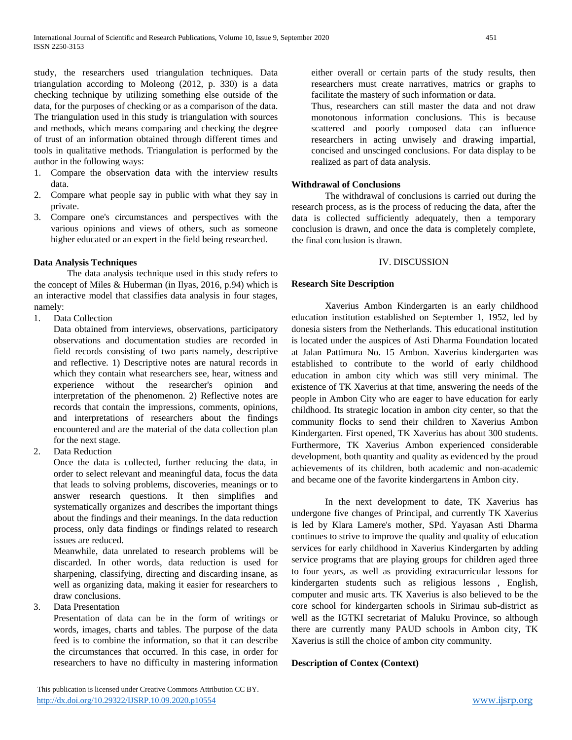study, the researchers used triangulation techniques. Data triangulation according to Moleong (2012, p. 330) is a data checking technique by utilizing something else outside of the data, for the purposes of checking or as a comparison of the data. The triangulation used in this study is triangulation with sources and methods, which means comparing and checking the degree of trust of an information obtained through different times and tools in qualitative methods. Triangulation is performed by the author in the following ways:

1. Compare the observation data with the interview results data.
2. Compare what people say in public with what they say in private.
3. Compare one's circumstances and perspectives with the various opinions and views of others, such as someone higher educated or an expert in the field being researched.

**Data Analysis Techniques**

The data analysis technique used in this study refers to the concept of Miles & Huberman (in Ilyas, 2016, p.94) which is an interactive model that classifies data analysis in four stages, namely:

1. Data Collection
   Data obtained from interviews, observations, participatory observations and documentation studies are recorded in field records consisting of two parts namely, descriptive and reflective. 1) Descriptive notes are natural records in which they contain what researchers see, hear, witness and experience without the researcher's opinion and interpretation of the phenomenon. 2) Reflective notes are records that contain the impressions, comments, opinions, and interpretations of researchers about the findings encountered and are the material of the data collection plan for the next stage.
2. Data Reduction
   Once the data is collected, further reducing the data, in order to select relevant and meaningful data, focus the data that leads to solving problems, discoveries, meanings or to answer research questions. It then simplifies and systematically organizes and describes the important things about the findings and their meanings. In the data reduction process, only data findings or findings related to research issues are reduced.
   Meanwhile, data unrelated to research problems will be discarded. In other words, data reduction is used for sharpening, classifying, directing and discarding insane, as well as organizing data, making it easier for researchers to draw conclusions.
3. Data Presentation
   Presentation of data can be in the form of writings or words, images, charts and tables. The purpose of the data feed is to combine the information, so that it can describe the circumstances that occurred. In this case, in order for researchers to have no difficulty in mastering information either overall or certain parts of the study results, then researchers must create narratives, matrics or graphs to facilitate the mastery of such information or data.
   Thus, researchers can still master the data and not draw monotonous information conclusions. This is because scattered and poorly composed data can influence researchers in acting unwisely and drawing impartial, concised and unscinged conclusions. For data display to be realized as part of data analysis.

**Withdrawal of Conclusions**

The withdrawal of conclusions is carried out during the research process, as is the process of reducing the data, after the data is collected sufficiently adequately, then a temporary conclusion is drawn, and once the data is completely complete, the final conclusion is drawn.

## IV. DISCUSSION

**Research Site Description**

Xaverius Ambon Kindergarten is an early childhood education institution established on September 1, 1952, led by donesia sisters from the Netherlands. This educational institution is located under the auspices of Asti Dharma Foundation located at Jalan Pattimura No. 15 Ambon. Xaverius kindergarten was established to contribute to the world of early childhood education in ambon city which was still very minimal. The existence of TK Xaverius at that time, answering the needs of the people in Ambon City who are eager to have education for early childhood. Its strategic location in ambon city center, so that the community flocks to send their children to Xaverius Ambon Kindergarten. First opened, TK Xaverius has about 300 students. Furthermore, TK Xaverius Ambon experienced considerable development, both quantity and quality as evidenced by the proud achievements of its children, both academic and non-academic and became one of the favorite kindergartens in Ambon city.

In the next development to date, TK Xaverius has undergone five changes of Principal, and currently TK Xaverius is led by Klara Lamere's mother, SPd. Yayasan Asti Dharma continues to strive to improve the quality and quality of education services for early childhood in Xaverius Kindergarten by adding service programs that are playing groups for children aged three to four years, as well as providing extracurricular lessons for kindergarten students such as religious lessons , English, computer and music arts. TK Xaverius is also believed to be the core school for kindergarten schools in Sirimau sub-district as well as the IGTKI secretariat of Maluku Province, so although there are currently many PAUD schools in Ambon city, TK Xaverius is still the choice of ambon city community.

**Description of Contex (Context)**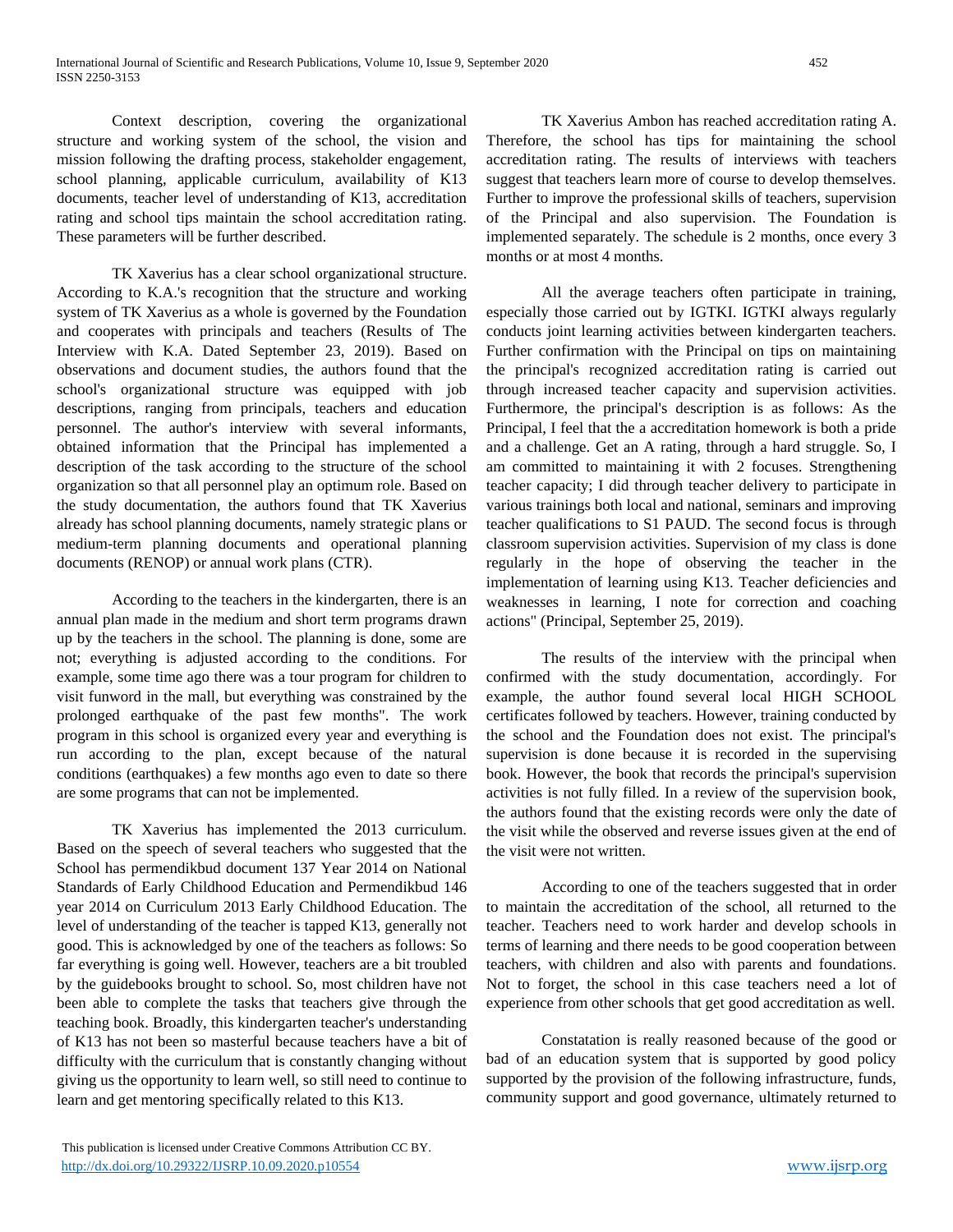Context description, covering the organizational structure and working system of the school, the vision and mission following the drafting process, stakeholder engagement, school planning, applicable curriculum, availability of K13 documents, teacher level of understanding of K13, accreditation rating and school tips maintain the school accreditation rating. These parameters will be further described.

TK Xaverius has a clear school organizational structure. According to K.A.'s recognition that the structure and working system of TK Xaverius as a whole is governed by the Foundation and cooperates with principals and teachers (Results of The Interview with K.A. Dated September 23, 2019). Based on observations and document studies, the authors found that the school's organizational structure was equipped with job descriptions, ranging from principals, teachers and education personnel. The author's interview with several informants, obtained information that the Principal has implemented a description of the task according to the structure of the school organization so that all personnel play an optimum role. Based on the study documentation, the authors found that TK Xaverius already has school planning documents, namely strategic plans or medium-term planning documents and operational planning documents (RENOP) or annual work plans (CTR).

According to the teachers in the kindergarten, there is an annual plan made in the medium and short term programs drawn up by the teachers in the school. The planning is done, some are not; everything is adjusted according to the conditions. For example, some time ago there was a tour program for children to visit funword in the mall, but everything was constrained by the prolonged earthquake of the past few months". The work program in this school is organized every year and everything is run according to the plan, except because of the natural conditions (earthquakes) a few months ago even to date so there are some programs that can not be implemented.

TK Xaverius has implemented the 2013 curriculum. Based on the speech of several teachers who suggested that the School has permendikbud document 137 Year 2014 on National Standards of Early Childhood Education and Permendikbud 146 year 2014 on Curriculum 2013 Early Childhood Education. The level of understanding of the teacher is tapped K13, generally not good. This is acknowledged by one of the teachers as follows: So far everything is going well. However, teachers are a bit troubled by the guidebooks brought to school. So, most children have not been able to complete the tasks that teachers give through the teaching book. Broadly, this kindergarten teacher's understanding of K13 has not been so masterful because teachers have a bit of difficulty with the curriculum that is constantly changing without giving us the opportunity to learn well, so still need to continue to learn and get mentoring specifically related to this K13.

TK Xaverius Ambon has reached accreditation rating A. Therefore, the school has tips for maintaining the school accreditation rating. The results of interviews with teachers suggest that teachers learn more of course to develop themselves. Further to improve the professional skills of teachers, supervision of the Principal and also supervision. The Foundation is implemented separately. The schedule is 2 months, once every 3 months or at most 4 months.

All the average teachers often participate in training, especially those carried out by IGTKI. IGTKI always regularly conducts joint learning activities between kindergarten teachers. Further confirmation with the Principal on tips on maintaining the principal's recognized accreditation rating is carried out through increased teacher capacity and supervision activities. Furthermore, the principal's description is as follows: As the Principal, I feel that the a accreditation homework is both a pride and a challenge. Get an A rating, through a hard struggle. So, I am committed to maintaining it with 2 focuses. Strengthening teacher capacity; I did through teacher delivery to participate in various trainings both local and national, seminars and improving teacher qualifications to S1 PAUD. The second focus is through classroom supervision activities. Supervision of my class is done regularly in the hope of observing the teacher in the implementation of learning using K13. Teacher deficiencies and weaknesses in learning, I note for correction and coaching actions" (Principal, September 25, 2019).

The results of the interview with the principal when confirmed with the study documentation, accordingly. For example, the author found several local HIGH SCHOOL certificates followed by teachers. However, training conducted by the school and the Foundation does not exist. The principal's supervision is done because it is recorded in the supervising book. However, the book that records the principal's supervision activities is not fully filled. In a review of the supervision book, the authors found that the existing records were only the date of the visit while the observed and reverse issues given at the end of the visit were not written.

According to one of the teachers suggested that in order to maintain the accreditation of the school, all returned to the teacher. Teachers need to work harder and develop schools in terms of learning and there needs to be good cooperation between teachers, with children and also with parents and foundations. Not to forget, the school in this case teachers need a lot of experience from other schools that get good accreditation as well.

Constatation is really reasoned because of the good or bad of an education system that is supported by good policy supported by the provision of the following infrastructure, funds, community support and good governance, ultimately returned to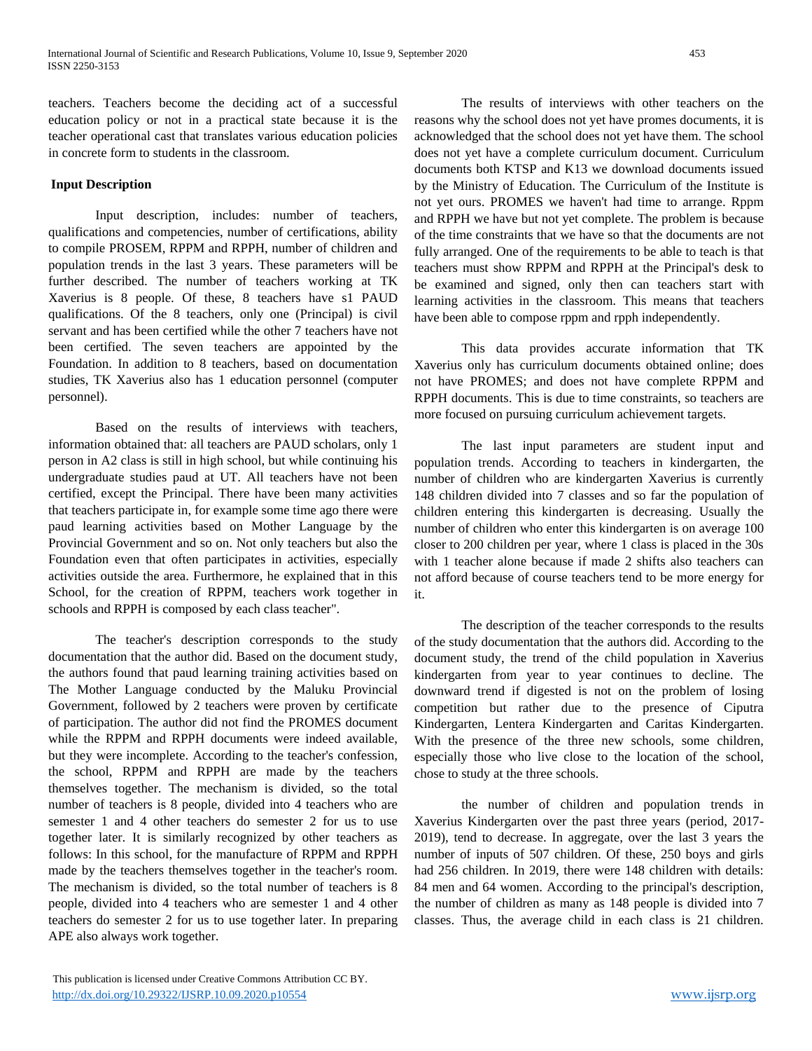teachers. Teachers become the deciding act of a successful education policy or not in a practical state because it is the teacher operational cast that translates various education policies in concrete form to students in the classroom.

### Input Description

Input description, includes: number of teachers, qualifications and competencies, number of certifications, ability to compile PROSEM, RPPM and RPPH, number of children and population trends in the last 3 years. These parameters will be further described. The number of teachers working at TK Xaverius is 8 people. Of these, 8 teachers have s1 PAUD qualifications. Of the 8 teachers, only one (Principal) is civil servant and has been certified while the other 7 teachers have not been certified. The seven teachers are appointed by the Foundation. In addition to 8 teachers, based on documentation studies, TK Xaverius also has 1 education personnel (computer personnel).

Based on the results of interviews with teachers, information obtained that: all teachers are PAUD scholars, only 1 person in A2 class is still in high school, but while continuing his undergraduate studies paud at UT. All teachers have not been certified, except the Principal. There have been many activities that teachers participate in, for example some time ago there were paud learning activities based on Mother Language by the Provincial Government and so on. Not only teachers but also the Foundation even that often participates in activities, especially activities outside the area. Furthermore, he explained that in this School, for the creation of RPPM, teachers work together in schools and RPPH is composed by each class teacher".

The teacher's description corresponds to the study documentation that the author did. Based on the document study, the authors found that paud learning training activities based on The Mother Language conducted by the Maluku Provincial Government, followed by 2 teachers were proven by certificate of participation. The author did not find the PROMES document while the RPPM and RPPH documents were indeed available, but they were incomplete. According to the teacher's confession, the school, RPPM and RPPH are made by the teachers themselves together. The mechanism is divided, so the total number of teachers is 8 people, divided into 4 teachers who are semester 1 and 4 other teachers do semester 2 for us to use together later. It is similarly recognized by other teachers as follows: In this school, for the manufacture of RPPM and RPPH made by the teachers themselves together in the teacher's room. The mechanism is divided, so the total number of teachers is 8 people, divided into 4 teachers who are semester 1 and 4 other teachers do semester 2 for us to use together later. In preparing APE also always work together.

The results of interviews with other teachers on the reasons why the school does not yet have promes documents, it is acknowledged that the school does not yet have them. The school does not yet have a complete curriculum document. Curriculum documents both KTSP and K13 we download documents issued by the Ministry of Education. The Curriculum of the Institute is not yet ours. PROMES we haven't had time to arrange. Rppm and RPPH we have but not yet complete. The problem is because of the time constraints that we have so that the documents are not fully arranged. One of the requirements to be able to teach is that teachers must show RPPM and RPPH at the Principal's desk to be examined and signed, only then can teachers start with learning activities in the classroom. This means that teachers have been able to compose rppm and rpph independently.

This data provides accurate information that TK Xaverius only has curriculum documents obtained online; does not have PROMES; and does not have complete RPPM and RPPH documents. This is due to time constraints, so teachers are more focused on pursuing curriculum achievement targets.

The last input parameters are student input and population trends. According to teachers in kindergarten, the number of children who are kindergarten Xaverius is currently 148 children divided into 7 classes and so far the population of children entering this kindergarten is decreasing. Usually the number of children who enter this kindergarten is on average 100 closer to 200 children per year, where 1 class is placed in the 30s with 1 teacher alone because if made 2 shifts also teachers can not afford because of course teachers tend to be more energy for it.

The description of the teacher corresponds to the results of the study documentation that the authors did. According to the document study, the trend of the child population in Xaverius kindergarten from year to year continues to decline. The downward trend if digested is not on the problem of losing competition but rather due to the presence of Ciputra Kindergarten, Lentera Kindergarten and Caritas Kindergarten. With the presence of the three new schools, some children, especially those who live close to the location of the school, chose to study at the three schools.

the number of children and population trends in Xaverius Kindergarten over the past three years (period, 2017-2019), tend to decrease. In aggregate, over the last 3 years the number of inputs of 507 children. Of these, 250 boys and girls had 256 children. In 2019, there were 148 children with details: 84 men and 64 women. According to the principal's description, the number of children as many as 148 people is divided into 7 classes. Thus, the average child in each class is 21 children.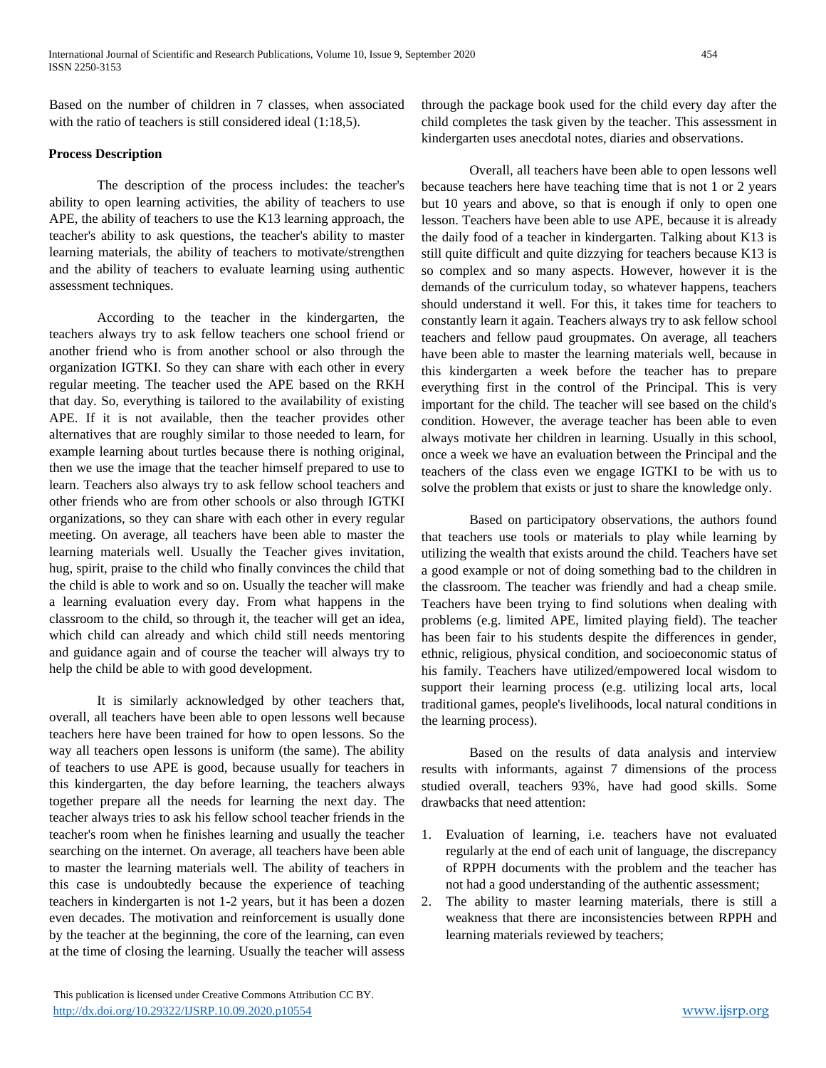Based on the number of children in 7 classes, when associated with the ratio of teachers is still considered ideal (1:18,5).

**Process Description**

The description of the process includes: the teacher's ability to open learning activities, the ability of teachers to use APE, the ability of teachers to use the K13 learning approach, the teacher's ability to ask questions, the teacher's ability to master learning materials, the ability of teachers to motivate/strengthen and the ability of teachers to evaluate learning using authentic assessment techniques.

According to the teacher in the kindergarten, the teachers always try to ask fellow teachers one school friend or another friend who is from another school or also through the organization IGTKI. So they can share with each other in every regular meeting. The teacher used the APE based on the RKH that day. So, everything is tailored to the availability of existing APE. If it is not available, then the teacher provides other alternatives that are roughly similar to those needed to learn, for example learning about turtles because there is nothing original, then we use the image that the teacher himself prepared to use to learn. Teachers also always try to ask fellow school teachers and other friends who are from other schools or also through IGTKI organizations, so they can share with each other in every regular meeting. On average, all teachers have been able to master the learning materials well. Usually the Teacher gives invitation, hug, spirit, praise to the child who finally convinces the child that the child is able to work and so on. Usually the teacher will make a learning evaluation every day. From what happens in the classroom to the child, so through it, the teacher will get an idea, which child can already and which child still needs mentoring and guidance again and of course the teacher will always try to help the child be able to with good development.

It is similarly acknowledged by other teachers that, overall, all teachers have been able to open lessons well because teachers here have been trained for how to open lessons. So the way all teachers open lessons is uniform (the same). The ability of teachers to use APE is good, because usually for teachers in this kindergarten, the day before learning, the teachers always together prepare all the needs for learning the next day. The teacher always tries to ask his fellow school teacher friends in the teacher's room when he finishes learning and usually the teacher searching on the internet. On average, all teachers have been able to master the learning materials well. The ability of teachers in this case is undoubtedly because the experience of teaching teachers in kindergarten is not 1-2 years, but it has been a dozen even decades. The motivation and reinforcement is usually done by the teacher at the beginning, the core of the learning, can even at the time of closing the learning. Usually the teacher will assess through the package book used for the child every day after the child completes the task given by the teacher. This assessment in kindergarten uses anecdotal notes, diaries and observations.

Overall, all teachers have been able to open lessons well because teachers here have teaching time that is not 1 or 2 years but 10 years and above, so that is enough if only to open one lesson. Teachers have been able to use APE, because it is already the daily food of a teacher in kindergarten. Talking about K13 is still quite difficult and quite dizzying for teachers because K13 is so complex and so many aspects. However, however it is the demands of the curriculum today, so whatever happens, teachers should understand it well. For this, it takes time for teachers to constantly learn it again. Teachers always try to ask fellow school teachers and fellow paud groupmates. On average, all teachers have been able to master the learning materials well, because in this kindergarten a week before the teacher has to prepare everything first in the control of the Principal. This is very important for the child. The teacher will see based on the child's condition. However, the average teacher has been able to even always motivate her children in learning. Usually in this school, once a week we have an evaluation between the Principal and the teachers of the class even we engage IGTKI to be with us to solve the problem that exists or just to share the knowledge only.

Based on participatory observations, the authors found that teachers use tools or materials to play while learning by utilizing the wealth that exists around the child. Teachers have set a good example or not of doing something bad to the children in the classroom. The teacher was friendly and had a cheap smile. Teachers have been trying to find solutions when dealing with problems (e.g. limited APE, limited playing field). The teacher has been fair to his students despite the differences in gender, ethnic, religious, physical condition, and socioeconomic status of his family. Teachers have utilized/empowered local wisdom to support their learning process (e.g. utilizing local arts, local traditional games, people's livelihoods, local natural conditions in the learning process).

Based on the results of data analysis and interview results with informants, against 7 dimensions of the process studied overall, teachers 93%, have had good skills. Some drawbacks that need attention:

1. Evaluation of learning, i.e. teachers have not evaluated regularly at the end of each unit of language, the discrepancy of RPPH documents with the problem and the teacher has not had a good understanding of the authentic assessment;
2. The ability to master learning materials, there is still a weakness that there are inconsistencies between RPPH and learning materials reviewed by teachers;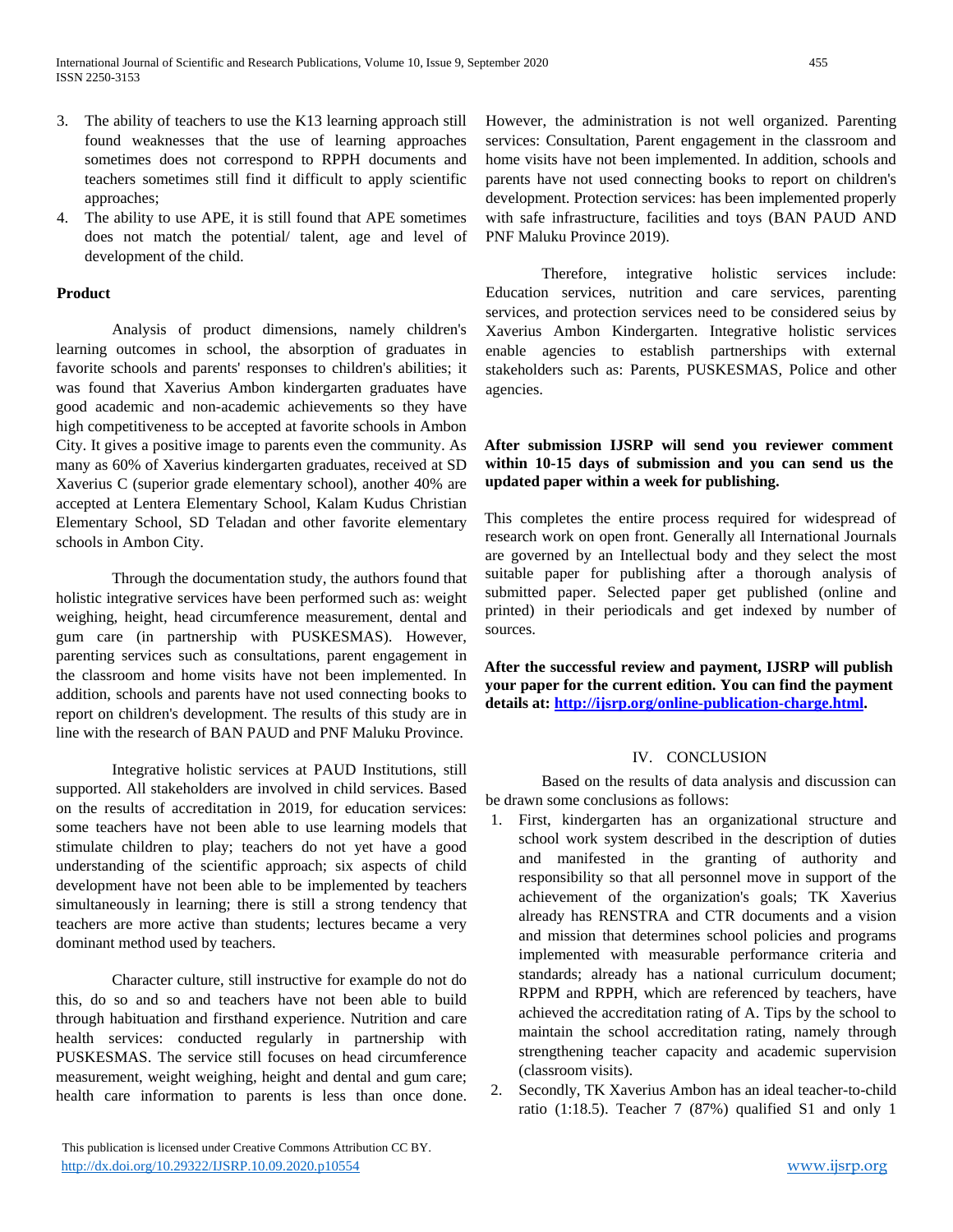3. The ability of teachers to use the K13 learning approach still found weaknesses that the use of learning approaches sometimes does not correspond to RPPH documents and teachers sometimes still find it difficult to apply scientific approaches;
4. The ability to use APE, it is still found that APE sometimes does not match the potential/ talent, age and level of development of the child.

**Product**

Analysis of product dimensions, namely children's learning outcomes in school, the absorption of graduates in favorite schools and parents' responses to children's abilities; it was found that Xaverius Ambon kindergarten graduates have good academic and non-academic achievements so they have high competitiveness to be accepted at favorite schools in Ambon City. It gives a positive image to parents even the community. As many as 60% of Xaverius kindergarten graduates, received at SD Xaverius C (superior grade elementary school), another 40% are accepted at Lentera Elementary School, Kalam Kudus Christian Elementary School, SD Teladan and other favorite elementary schools in Ambon City.

Through the documentation study, the authors found that holistic integrative services have been performed such as: weight weighing, height, head circumference measurement, dental and gum care (in partnership with PUSKESMAS). However, parenting services such as consultations, parent engagement in the classroom and home visits have not been implemented. In addition, schools and parents have not used connecting books to report on children's development. The results of this study are in line with the research of BAN PAUD and PNF Maluku Province.

Integrative holistic services at PAUD Institutions, still supported. All stakeholders are involved in child services. Based on the results of accreditation in 2019, for education services: some teachers have not been able to use learning models that stimulate children to play; teachers do not yet have a good understanding of the scientific approach; six aspects of child development have not been able to be implemented by teachers simultaneously in learning; there is still a strong tendency that teachers are more active than students; lectures became a very dominant method used by teachers.

Character culture, still instructive for example do not do this, do so and so and teachers have not been able to build through habituation and firsthand experience. Nutrition and care health services: conducted regularly in partnership with PUSKESMAS. The service still focuses on head circumference measurement, weight weighing, height and dental and gum care; health care information to parents is less than once done. However, the administration is not well organized. Parenting services: Consultation, Parent engagement in the classroom and home visits have not been implemented. In addition, schools and parents have not used connecting books to report on children's development. Protection services: has been implemented properly with safe infrastructure, facilities and toys (BAN PAUD AND PNF Maluku Province 2019).

Therefore, integrative holistic services include: Education services, nutrition and care services, parenting services, and protection services need to be considered seius by Xaverius Ambon Kindergarten. Integrative holistic services enable agencies to establish partnerships with external stakeholders such as: Parents, PUSKESMAS, Police and other agencies.

**After submission IJSRP will send you reviewer comment within 10-15 days of submission and you can send us the updated paper within a week for publishing.**

This completes the entire process required for widespread of research work on open front. Generally all International Journals are governed by an Intellectual body and they select the most suitable paper for publishing after a thorough analysis of submitted paper. Selected paper get published (online and printed) in their periodicals and get indexed by number of sources.

**After the successful review and payment, IJSRP will publish your paper for the current edition. You can find the payment details at: [http://ijsrp.org/online-publication-charge.html](http://ijsrp.org/online-publication-charge.html).**

## IV. CONCLUSION

Based on the results of data analysis and discussion can be drawn some conclusions as follows:

1. First, kindergarten has an organizational structure and school work system described in the description of duties and manifested in the granting of authority and responsibility so that all personnel move in support of the achievement of the organization's goals; TK Xaverius already has RENSTRA and CTR documents and a vision and mission that determines school policies and programs implemented with measurable performance criteria and standards; already has a national curriculum document; RPPM and RPPH, which are referenced by teachers, have achieved the accreditation rating of A. Tips by the school to maintain the school accreditation rating, namely through strengthening teacher capacity and academic supervision (classroom visits).
2. Secondly, TK Xaverius Ambon has an ideal teacher-to-child ratio (1:18.5). Teacher 7 (87%) qualified S1 and only 1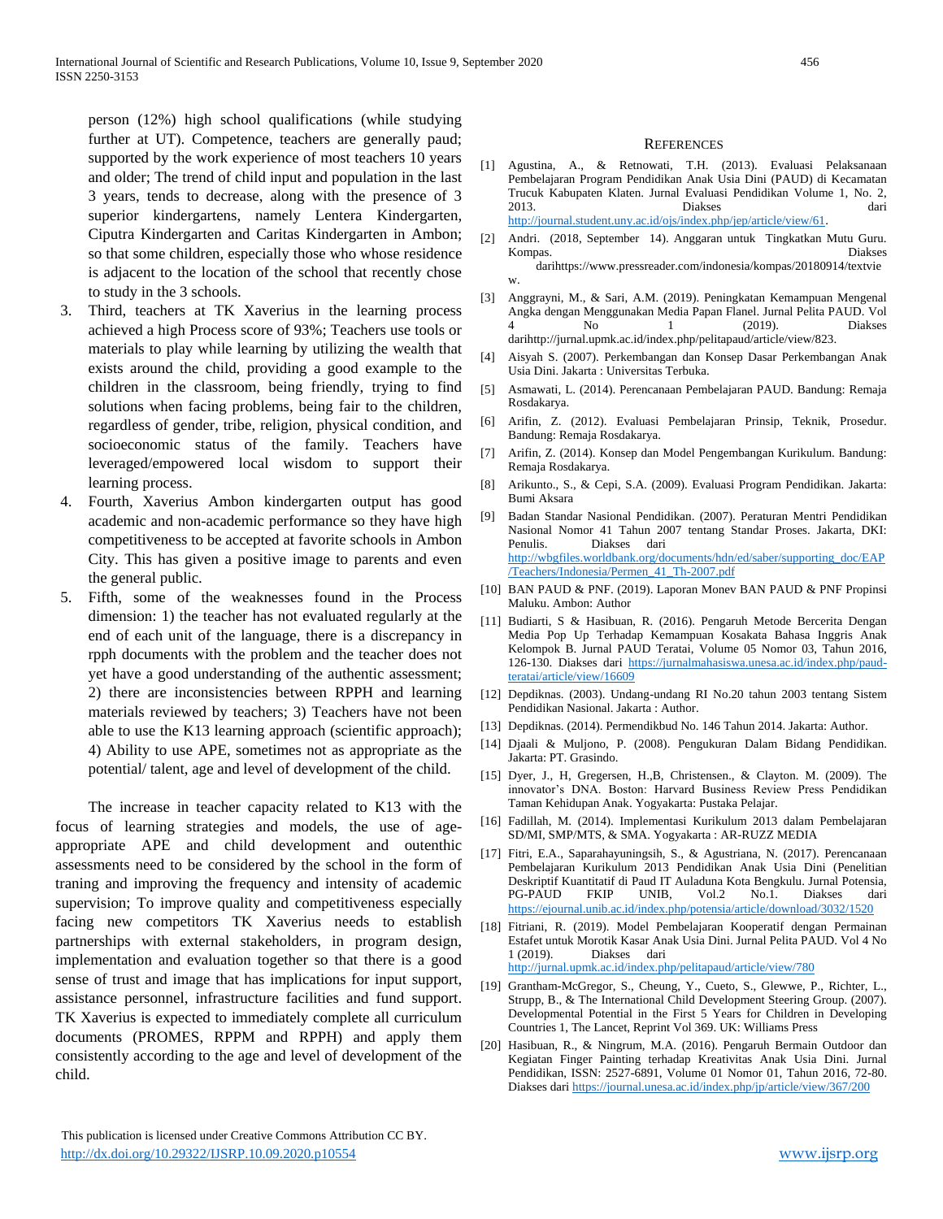person (12%) high school qualifications (while studying further at UT). Competence, teachers are generally paud; supported by the work experience of most teachers 10 years and older; The trend of child input and population in the last 3 years, tends to decrease, along with the presence of 3 superior kindergartens, namely Lentera Kindergarten, Ciputra Kindergarten and Caritas Kindergarten in Ambon; so that some children, especially those who whose residence is adjacent to the location of the school that recently chose to study in the 3 schools.

3. Third, teachers at TK Xaverius in the learning process achieved a high Process score of 93%; Teachers use tools or materials to play while learning by utilizing the wealth that exists around the child, providing a good example to the children in the classroom, being friendly, trying to find solutions when facing problems, being fair to the children, regardless of gender, tribe, religion, physical condition, and socioeconomic status of the family. Teachers have leveraged/empowered local wisdom to support their learning process.
4. Fourth, Xaverius Ambon kindergarten output has good academic and non-academic performance so they have high competitiveness to be accepted at favorite schools in Ambon City. This has given a positive image to parents and even the general public.
5. Fifth, some of the weaknesses found in the Process dimension: 1) the teacher has not evaluated regularly at the end of each unit of the language, there is a discrepancy in rpph documents with the problem and the teacher does not yet have a good understanding of the authentic assessment; 2) there are inconsistencies between RPPH and learning materials reviewed by teachers; 3) Teachers have not been able to use the K13 learning approach (scientific approach); 4) Ability to use APE, sometimes not as appropriate as the potential/ talent, age and level of development of the child.

The increase in teacher capacity related to K13 with the focus of learning strategies and models, the use of age-appropriate APE and child development and outenthic assessments need to be considered by the school in the form of traning and improving the frequency and intensity of academic supervision; To improve quality and competitiveness especially facing new competitors TK Xaverius needs to establish partnerships with external stakeholders, in program design, implementation and evaluation together so that there is a good sense of trust and image that has implications for input support, assistance personnel, infrastructure facilities and fund support. TK Xaverius is expected to immediately complete all curriculum documents (PROMES, RPPM and RPPH) and apply them consistently according to the age and level of development of the child.

## References

[1] Agustina, A., & Retnowati, T.H. (2013). Evaluasi Pelaksanaan Pembelajaran Program Pendidikan Anak Usia Dini (PAUD) di Kecamatan Trucuk Kabupaten Klaten. Jurnal Evaluasi Pendidikan Volume 1, No. 2, 2013. Diakses dari http://journal.student.uny.ac.id/ojs/index.php/jep/article/view/61.

[2] Andri. (2018, September 14). Anggaran untuk Tingkatkan Mutu Guru. Kompas. Diakses darihttps://www.pressreader.com/indonesia/kompas/20180914/textview.

[3] Anggrayni, M., & Sari, A.M. (2019). Peningkatan Kemampuan Mengenal Angka dengan Menggunakan Media Papan Flanel. Jurnal Pelita PAUD. Vol 4 No 1 (2019). Diakses darihttp://jurnal.upmk.ac.id/index.php/pelitapaud/article/view/823.

[4] Aisyah S. (2007). Perkembangan dan Konsep Dasar Perkembangan Anak Usia Dini. Jakarta : Universitas Terbuka.

[5] Asmawati, L. (2014). Perencanaan Pembelajaran PAUD. Bandung: Remaja Rosdakarya.

[6] Arifin, Z. (2012). Evaluasi Pembelajaran Prinsip, Teknik, Prosedur. Bandung: Remaja Rosdakarya.

[7] Arifin, Z. (2014). Konsep dan Model Pengembangan Kurikulum. Bandung: Remaja Rosdakarya.

[8] Arikunto., S., & Cepi, S.A. (2009). Evaluasi Program Pendidikan. Jakarta: Bumi Aksara

[9] Badan Standar Nasional Pendidikan. (2007). Peraturan Mentri Pendidikan Nasional Nomor 41 Tahun 2007 tentang Standar Proses. Jakarta, DKI: Penulis. Diakses dari http://wbgfiles.worldbank.org/documents/hdn/ed/saber/supporting_doc/EAP/Teachers/Indonesia/Permen_41_Th-2007.pdf

[10] BAN PAUD & PNF. (2019). Laporan Monev BAN PAUD & PNF Propinsi Maluku. Ambon: Author

[11] Budiarti, S & Hasibuan, R. (2016). Pengaruh Metode Bercerita Dengan Media Pop Up Terhadap Kemampuan Kosakata Bahasa Inggris Anak Kelompok B. Jurnal PAUD Teratai, Volume 05 Nomor 03, Tahun 2016, 126-130. Diakses dari https://jurnalmahasiswa.unesa.ac.id/index.php/paud-teratai/article/view/16609

[12] Depdiknas. (2003). Undang-undang RI No.20 tahun 2003 tentang Sistem Pendidikan Nasional. Jakarta : Author.

[13] Depdiknas. (2014). Permendikbud No. 146 Tahun 2014. Jakarta: Author.

[14] Djaali & Muljono, P. (2008). Pengukuran Dalam Bidang Pendidikan. Jakarta: PT. Grasindo.

[15] Dyer, J., H, Gregersen, H.,B, Christensen., & Clayton. M. (2009). The innovator's DNA. Boston: Harvard Business Review Press Pendidikan Taman Kehidupan Anak. Yogyakarta: Pustaka Pelajar.

[16] Fadillah, M. (2014). Implementasi Kurikulum 2013 dalam Pembelajaran SD/MI, SMP/MTS, & SMA. Yogyakarta : AR-RUZZ MEDIA

[17] Fitri, E.A., Saparahayuningsih, S., & Agustriana, N. (2017). Perencanaan Pembelajaran Kurikulum 2013 Pendidikan Anak Usia Dini (Penelitian Deskriptif Kuantitatif di Paud IT Auladuna Kota Bengkulu. Jurnal Potensia, PG-PAUD FKIP UNIB, Vol.2 No.1. Diakses dari https://ejournal.unib.ac.id/index.php/potensia/article/download/3032/1520

[18] Fitriani, R. (2019). Model Pembelajaran Kooperatif dengan Permainan Estafet untuk Morotik Kasar Anak Usia Dini. Jurnal Pelita PAUD. Vol 4 No 1 (2019). Diakses dari http://jurnal.upmk.ac.id/index.php/pelitapaud/article/view/780

[19] Grantham-McGregor, S., Cheung, Y., Cueto, S., Glewwe, P., Richter, L., Strupp, B., & The International Child Development Steering Group. (2007). Developmental Potential in the First 5 Years for Children in Developing Countries 1, The Lancet, Reprint Vol 369. UK: Williams Press

[20] Hasibuan, R., & Ningrum, M.A. (2016). Pengaruh Bermain Outdoor dan Kegiatan Finger Painting terhadap Kreativitas Anak Usia Dini. Jurnal Pendidikan, ISSN: 2527-6891, Volume 01 Nomor 01, Tahun 2016, 72-80. Diakses dari https://journal.unesa.ac.id/index.php/jp/article/view/367/200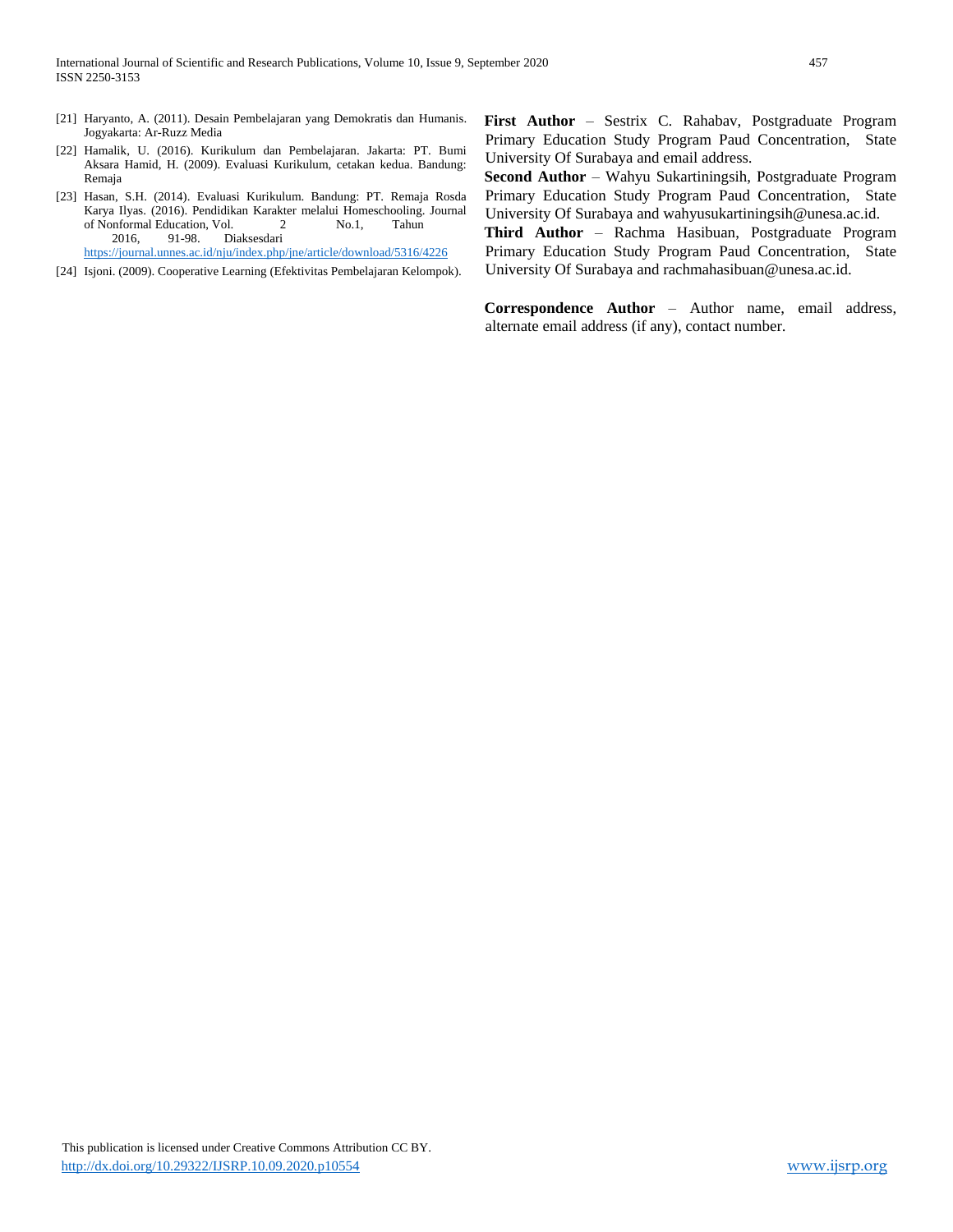[21] Haryanto, A. (2011). Desain Pembelajaran yang Demokratis dan Humanis. Jogyakarta: Ar-Ruzz Media

[22] Hamalik, U. (2016). Kurikulum dan Pembelajaran. Jakarta: PT. Bumi Aksara Hamid, H. (2009). Evaluasi Kurikulum, cetakan kedua. Bandung: Remaja

[23] Hasan, S.H. (2014). Evaluasi Kurikulum. Bandung: PT. Remaja Rosda Karya Ilyas. (2016). Pendidikan Karakter melalui Homeschooling. Journal of Nonformal Education, Vol. 2 No.1, Tahun 2016, 91-98. Diaksesdari https://journal.unnes.ac.id/nju/index.php/jne/article/download/5316/4226

[24] Isjoni. (2009). Cooperative Learning (Efektivitas Pembelajaran Kelompok).

**First Author** – Sestrix C. Rahabav, Postgraduate Program Primary Education Study Program Paud Concentration, State University Of Surabaya and email address.

**Second Author** – Wahyu Sukartiningsih, Postgraduate Program Primary Education Study Program Paud Concentration, State University Of Surabaya and wahyusukartiningsih@unesa.ac.id.

**Third Author** – Rachma Hasibuan, Postgraduate Program Primary Education Study Program Paud Concentration, State University Of Surabaya and rachmahasibuan@unesa.ac.id.

**Correspondence Author** – Author name, email address, alternate email address (if any), contact number.